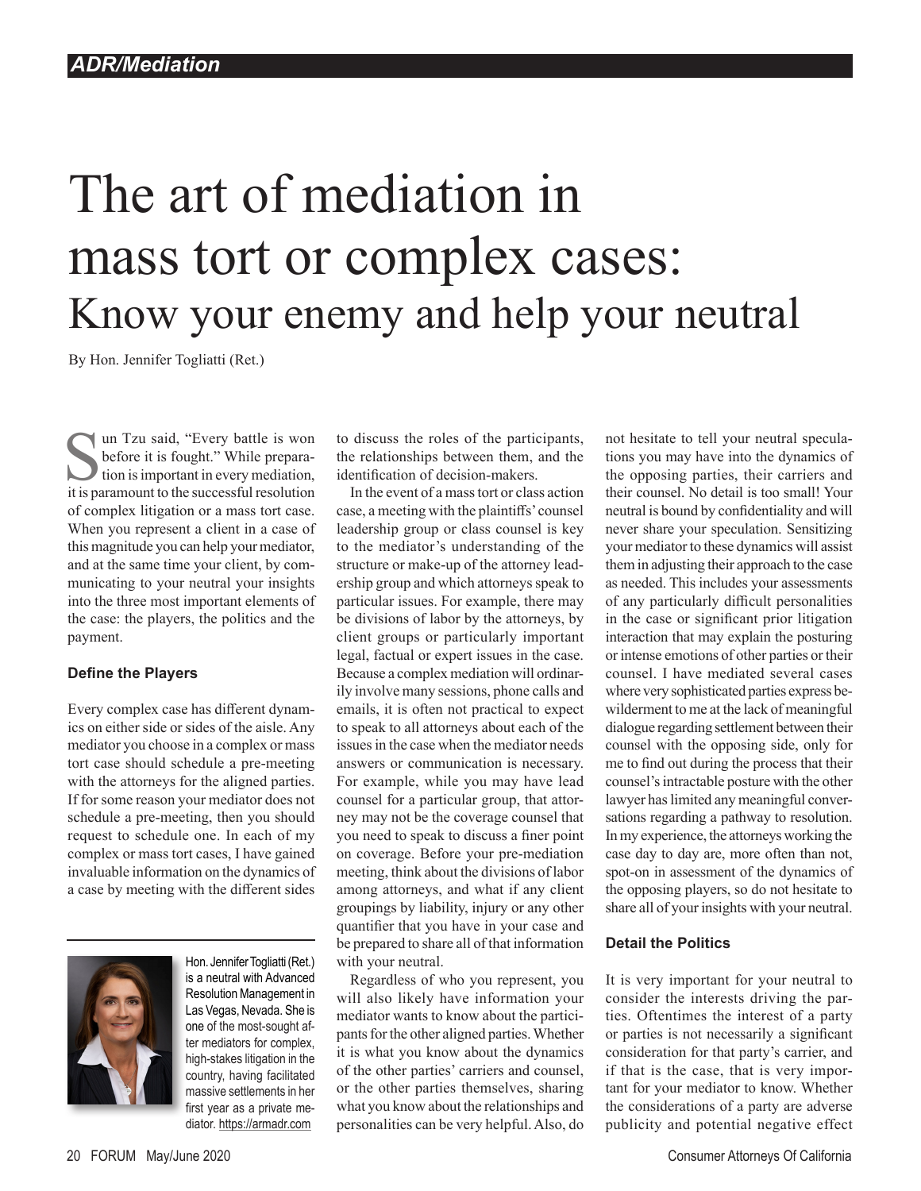ADR/Mediation

# The art of mediation in mass tort or complex cases:
## Know your enemy and help your neutral

By Hon. Jennifer Togliatti (Ret.)

Sun Tzu said, "Every battle is won before it is fought." While preparation is important in every mediation, it is paramount to the successful resolution of complex litigation or a mass tort case. When you represent a client in a case of this magnitude you can help your mediator, and at the same time your client, by communicating to your neutral your insights into the three most important elements of the case: the players, the politics and the payment.

### Define the Players

Every complex case has different dynamics on either side or sides of the aisle. Any mediator you choose in a complex or mass tort case should schedule a pre-meeting with the attorneys for the aligned parties. If for some reason your mediator does not schedule a pre-meeting, then you should request to schedule one. In each of my complex or mass tort cases, I have gained invaluable information on the dynamics of a case by meeting with the different sides to discuss the roles of the participants, the relationships between them, and the identification of decision-makers.

In the event of a mass tort or class action case, a meeting with the plaintiffs' counsel leadership group or class counsel is key to the mediator's understanding of the structure or make-up of the attorney leadership group and which attorneys speak to particular issues. For example, there may be divisions of labor by the attorneys, by client groups or particularly important legal, factual or expert issues in the case. Because a complex mediation will ordinarily involve many sessions, phone calls and emails, it is often not practical to expect to speak to all attorneys about each of the issues in the case when the mediator needs answers or communication is necessary. For example, while you may have lead counsel for a particular group, that attorney may not be the coverage counsel that you need to speak to discuss a finer point on coverage. Before your pre-mediation meeting, think about the divisions of labor among attorneys, and what if any client groupings by liability, injury or any other quantifier that you have in your case and be prepared to share all of that information with your neutral.

Regardless of who you represent, you will also likely have information your mediator wants to know about the participants for the other aligned parties. Whether it is what you know about the dynamics of the other parties' carriers and counsel, or the other parties themselves, sharing what you know about the relationships and personalities can be very helpful. Also, do not hesitate to tell your neutral speculations you may have into the dynamics of the opposing parties, their carriers and their counsel. No detail is too small! Your neutral is bound by confidentiality and will never share your speculation. Sensitizing your mediator to these dynamics will assist them in adjusting their approach to the case as needed. This includes your assessments of any particularly difficult personalities in the case or significant prior litigation interaction that may explain the posturing or intense emotions of other parties or their counsel. I have mediated several cases where very sophisticated parties express bewilderment to me at the lack of meaningful dialogue regarding settlement between their counsel with the opposing side, only for me to find out during the process that their counsel's intractable posture with the other lawyer has limited any meaningful conversations regarding a pathway to resolution. In my experience, the attorneys working the case day to day are, more often than not, spot-on in assessment of the dynamics of the opposing players, so do not hesitate to share all of your insights with your neutral.

### Detail the Politics

It is very important for your neutral to consider the interests driving the parties. Oftentimes the interest of a party or parties is not necessarily a significant consideration for that party's carrier, and if that is the case, that is very important for your mediator to know. Whether the considerations of a party are adverse publicity and potential negative effect

Hon. Jennifer Togliatti (Ret.) is a neutral with Advanced Resolution Management in Las Vegas, Nevada. She is one of the most-sought after mediators for complex, high-stakes litigation in the country, having facilitated massive settlements in her first year as a private mediator. https://armadr.com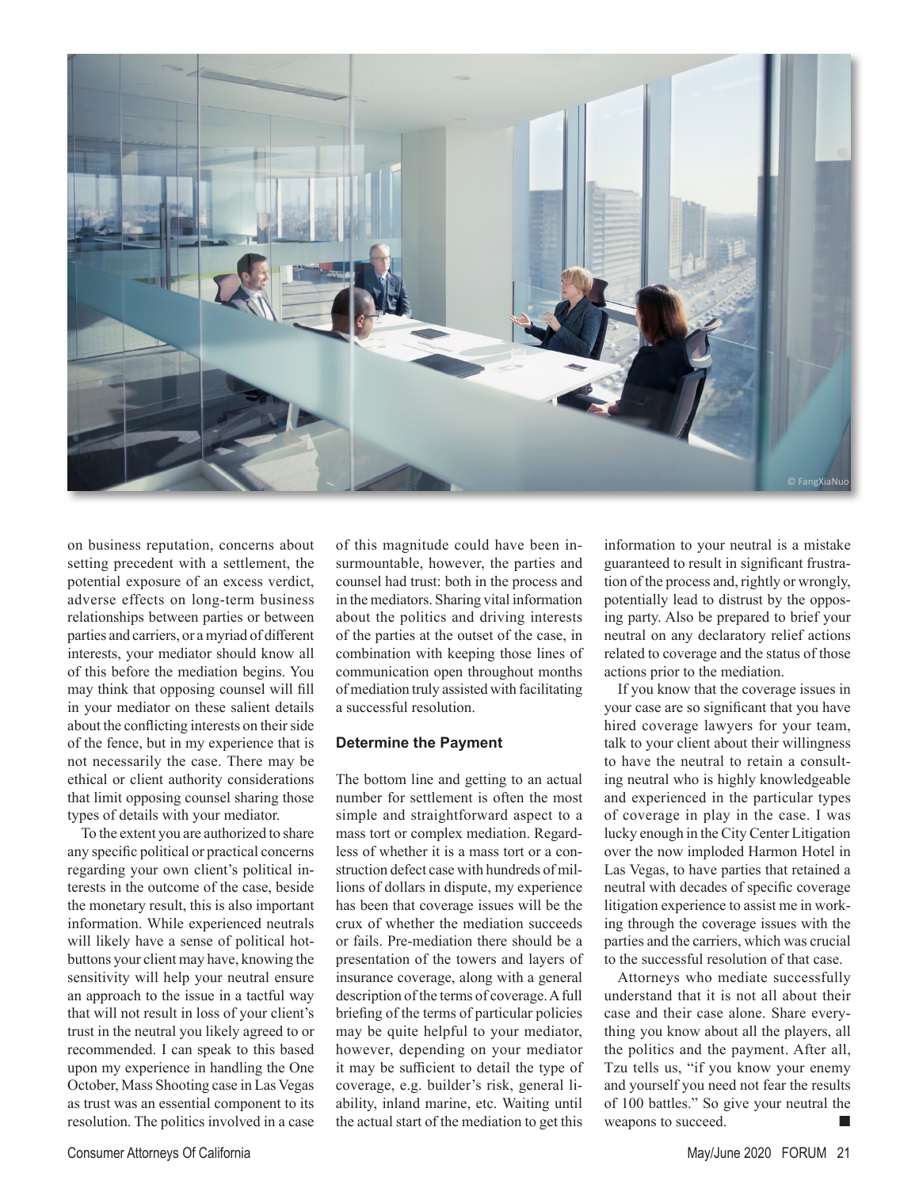on business reputation, concerns about setting precedent with a settlement, the potential exposure of an excess verdict, adverse effects on long-term business relationships between parties or between parties and carriers, or a myriad of different interests, your mediator should know all of this before the mediation begins. You may think that opposing counsel will fill in your mediator on these salient details about the conflicting interests on their side of the fence, but in my experience that is not necessarily the case. There may be ethical or client authority considerations that limit opposing counsel sharing those types of details with your mediator.

To the extent you are authorized to share any specific political or practical concerns regarding your own client's political interests in the outcome of the case, beside the monetary result, this is also important information. While experienced neutrals will likely have a sense of political hot-buttons your client may have, knowing the sensitivity will help your neutral ensure an approach to the issue in a tactful way that will not result in loss of your client's trust in the neutral you likely agreed to or recommended. I can speak to this based upon my experience in handling the One October, Mass Shooting case in Las Vegas as trust was an essential component to its resolution. The politics involved in a case of this magnitude could have been insurmountable, however, the parties and counsel had trust: both in the process and in the mediators. Sharing vital information about the politics and driving interests of the parties at the outset of the case, in combination with keeping those lines of communication open throughout months of mediation truly assisted with facilitating a successful resolution.

### Determine the Payment

The bottom line and getting to an actual number for settlement is often the most simple and straightforward aspect to a mass tort or complex mediation. Regardless of whether it is a mass tort or a construction defect case with hundreds of millions of dollars in dispute, my experience has been that coverage issues will be the crux of whether the mediation succeeds or fails. Pre-mediation there should be a presentation of the towers and layers of insurance coverage, along with a general description of the terms of coverage. A full briefing of the terms of particular policies may be quite helpful to your mediator, however, depending on your mediator it may be sufficient to detail the type of coverage, e.g. builder's risk, general liability, inland marine, etc. Waiting until the actual start of the mediation to get this information to your neutral is a mistake guaranteed to result in significant frustration of the process and, rightly or wrongly, potentially lead to distrust by the opposing party. Also be prepared to brief your neutral on any declaratory relief actions related to coverage and the status of those actions prior to the mediation.

If you know that the coverage issues in your case are so significant that you have hired coverage lawyers for your team, talk to your client about their willingness to have the neutral to retain a consulting neutral who is highly knowledgeable and experienced in the particular types of coverage in play in the case. I was lucky enough in the City Center Litigation over the now imploded Harmon Hotel in Las Vegas, to have parties that retained a neutral with decades of specific coverage litigation experience to assist me in working through the coverage issues with the parties and the carriers, which was crucial to the successful resolution of that case.

Attorneys who mediate successfully understand that it is not all about their case and their case alone. Share everything you know about all the players, all the politics and the payment. After all, Tzu tells us, "if you know your enemy and yourself you need not fear the results of 100 battles." So give your neutral the weapons to succeed. ■